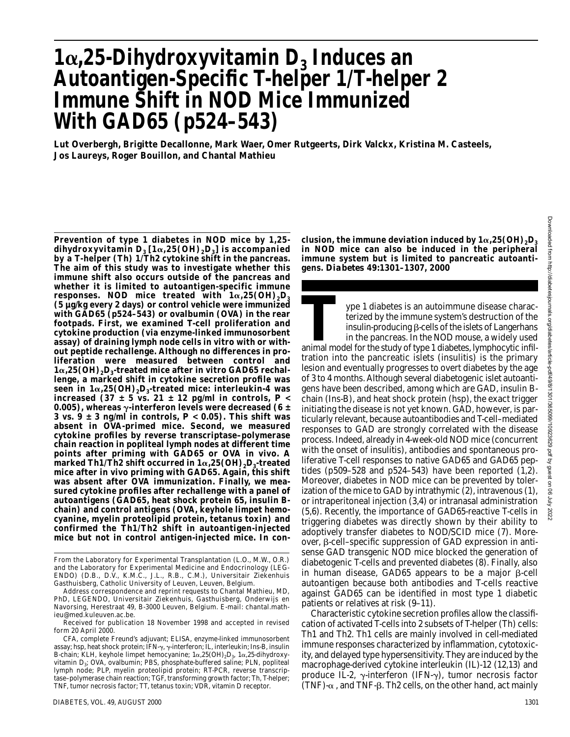# $1\alpha$,25-Dihydroxyvitamin $D_3$ Induces an Autoantigen-Specific T-helper 1/T-helper 2 Immune Shift in NOD Mice Immunized With GAD65 (p524–543)

**Lut Overbergh, Brigitte Decallonne, Mark Waer, Omer Rutgeerts, Dirk Valckx, Kristina M. Casteels, Jos Laureys, Roger Bouillon, and Chantal Mathieu**

**Prevention of type 1 diabetes in NOD mice by 1,25-dihydroxyvitamin $D_3$ [$1\alpha,25(OH)_2D_3$] is accompanied by a T-helper (Th) 1/Th2 cytokine shift in the pancreas. The aim of this study was to investigate whether this immune shift also occurs outside of the pancreas and whether it is limited to autoantigen-specific immune responses. NOD mice treated with $1\alpha,25(OH)_2D_3$ (5 μg/kg every 2 days) or control vehicle were immunized with GAD65 (p524–543) or ovalbumin (OVA) in the rear footpads. First, we examined T-cell proliferation and cytokine production (via enzyme-linked immunosorbent assay) of draining lymph node cells in vitro with or without peptide rechallenge. Although no differences in proliferation were measured between control and $1\alpha,25(OH)_2D_3$-treated mice after in vitro GAD65 rechallenge, a marked shift in cytokine secretion profile was seen in $1\alpha,25(OH)_2D_3$-treated mice: interleukin-4 was increased (37 ± 5 vs. 21 ± 12 pg/ml in controls, $P < 0.005$), whereas γ-interferon levels were decreased (6 ± 3 vs. 9 ± 3 ng/ml in controls, $P < 0.05$). This shift was absent in OVA-primed mice. Second, we measured cytokine profiles by reverse transcriptase–polymerase chain reaction in popliteal lymph nodes at different time points after priming with GAD65 or OVA in vivo. A marked Th1/Th2 shift occurred in $1\alpha,25(OH)_2D_3$-treated mice after in vivo priming with GAD65. Again, this shift was absent after OVA immunization. Finally, we measured cytokine profiles after rechallenge with a panel of autoantigens (GAD65, heat shock protein 65, insulin B-chain) and control antigens (OVA, keyhole limpet hemocyanine, myelin proteolipid protein, tetanus toxin) and confirmed the Th1/Th2 shift in autoantigen-injected mice but not in control antigen-injected mice. In conclusion, the immune deviation induced by $1\alpha,25(OH)_2D_3$ in NOD mice can also be induced in the peripheral immune system but is limited to pancreatic autoantigens.** ***Diabetes* 49:1301–1307, 2000**

From the Laboratory for Experimental Transplantation (L.O., M.W., O.R.) and the Laboratory for Experimental Medicine and Endocrinology (LEGENDO) (D.B., D.V., K.M.C., J.L., R.B., C.M.), Universitair Ziekenhuis Gasthuisberg, Catholic University of Leuven, Leuven, Belgium.

Address correspondence and reprint requests to Chantal Mathieu, MD, PhD, LEGENDO, Universitair Ziekenhuis, Gasthuisberg, Onderwijs en Navorsing, Herestraat 49, B-3000 Leuven, Belgium. E-mail: chantal.mathieu@med.kuleuven.ac.be.

Received for publication 18 November 1998 and accepted in revised form 20 April 2000.

CFA, complete Freund's adjuvant; ELISA, enzyme-linked immunosorbent assay; hsp, heat shock protein; IFN-γ, γ-interferon; IL, interleukin; Ins-B, insulin B-chain; KLH, keyhole limpet hemocyanine; $1\alpha,25(OH)_2D_3$, $1\alpha$,25-dihydroxyvitamin $D_3$; OVA, ovalbumin; PBS, phosphate-buffered saline; PLN, popliteal lymph node; PLP, myelin proteolipid protein; RT-PCR, reverse transcriptase–polymerase chain reaction; TGF, transforming growth factor; Th, T-helper; TNF, tumor necrosis factor; TT, tetanus toxin; VDR, vitamin D receptor.

Type 1 diabetes is an autoimmune disease characterized by the immune system's destruction of the insulin-producing β-cells of the islets of Langerhans in the pancreas. In the NOD mouse, a widely used animal model for the study of type 1 diabetes, lymphocytic infiltration into the pancreatic islets (insulitis) is the primary lesion and eventually progresses to overt diabetes by the age of 3 to 4 months. Although several diabetogenic islet autoantigens have been described, among which are GAD, insulin B-chain (Ins-B), and heat shock protein (hsp), the exact trigger initiating the disease is not yet known. GAD, however, is particularly relevant, because autoantibodies and T-cell–mediated responses to GAD are strongly correlated with the disease process. Indeed, already in 4-week-old NOD mice (concurrent with the onset of insulitis), antibodies and spontaneous proliferative T-cell responses to native GAD65 and GAD65 peptides (p509–528 and p524–543) have been reported (1,2). Moreover, diabetes in NOD mice can be prevented by tolerization of the mice to GAD by intrathymic (2), intravenous (1), or intraperitoneal injection (3,4) or intranasal administration (5,6). Recently, the importance of GAD65-reactive T-cells in triggering diabetes was directly shown by their ability to adoptively transfer diabetes to NOD/SCID mice (7). Moreover, β-cell–specific suppression of GAD expression in antisense GAD transgenic NOD mice blocked the generation of diabetogenic T-cells and prevented diabetes (8). Finally, also in human disease, GAD65 appears to be a major β-cell autoantigen because both antibodies and T-cells reactive against GAD65 can be identified in most type 1 diabetic patients or relatives at risk (9–11).

Characteristic cytokine secretion profiles allow the classification of activated T-cells into 2 subsets of T-helper (Th) cells: Th1 and Th2. Th1 cells are mainly involved in cell-mediated immune responses characterized by inflammation, cytotoxicity, and delayed type hypersensitivity. They are induced by the macrophage-derived cytokine interleukin (IL)-12 (12,13) and produce IL-2, γ-interferon (IFN-γ), tumor necrosis factor (TNF)-α, and TNF-β. Th2 cells, on the other hand, act mainly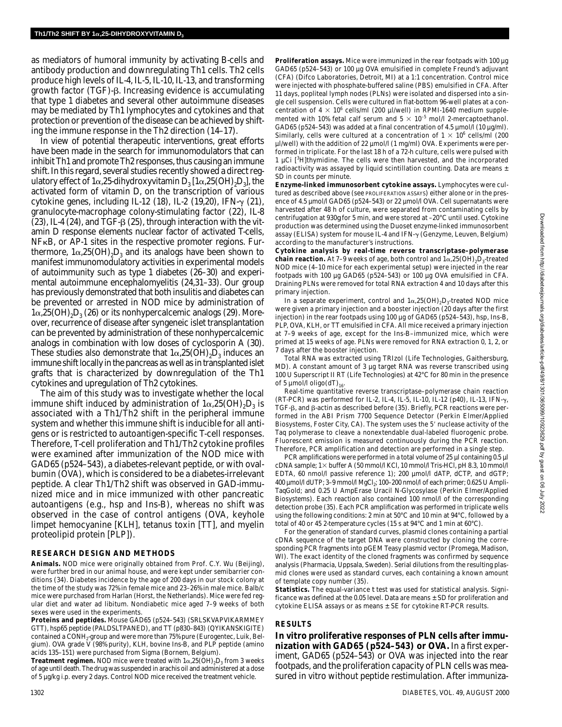as mediators of humoral immunity by activating B-cells and antibody production and downregulating Th1 cells. Th2 cells produce high levels of IL-4, IL-5, IL-10, IL-13, and transforming growth factor (TGF)-β. Increasing evidence is accumulating that type 1 diabetes and several other autoimmune diseases may be mediated by Th1 lymphocytes and cytokines and that protection or prevention of the disease can be achieved by shifting the immune response in the Th2 direction (14–17).

In view of potential therapeutic interventions, great efforts have been made in the search for immunomodulators that can inhibit Th1 and promote Th2 responses, thus causing an immune shift. In this regard, several studies recently showed a direct regulatory effect of 1α,25-dihydroxyvitamin $D_3$ [1α,25(OH)$_2$D$_3$], the activated form of vitamin D, on the transcription of various cytokine genes, including IL-12 (18), IL-2 (19,20), IFN-γ (21), granulocyte-macrophage colony-stimulating factor (22), IL-8 (23), IL-4 (24), and TGF-β (25), through interaction with the vitamin D response elements nuclear factor of activated T-cells, NFκB, or AP-1 sites in the respective promoter regions. Furthermore, 1α,25(OH)$_2$D$_3$ and its analogs have been shown to manifest immunomodulatory activities in experimental models of autoimmunity such as type 1 diabetes (26–30) and experimental autoimmune encephalomyelitis (24,31–33). Our group has previously demonstrated that both insulitis and diabetes can be prevented or arrested in NOD mice by administration of 1α,25(OH)$_2$D$_3$ (26) or its nonhypercalcemic analogs (29). Moreover, recurrence of disease after syngeneic islet transplantation can be prevented by administration of these nonhypercalcemic analogs in combination with low doses of cyclosporin A (30). These studies also demonstrate that 1α,25(OH)$_2$D$_3$ induces an immune shift locally in the pancreas as well as in transplanted islet grafts that is characterized by downregulation of the Th1 cytokines and upregulation of Th2 cytokines.

The aim of this study was to investigate whether the local immune shift induced by administration of 1α,25(OH)$_2$D$_3$ is associated with a Th1/Th2 shift in the peripheral immune system and whether this immune shift is inducible for all antigens or is restricted to autoantigen-specific T-cell responses. Therefore, T-cell proliferation and Th1/Th2 cytokine profiles were examined after immunization of the NOD mice with GAD65 (p524–543), a diabetes-relevant peptide, or with ovalbumin (OVA), which is considered to be a diabetes-irrelevant peptide. A clear Th1/Th2 shift was observed in GAD-immunized mice and in mice immunized with other pancreatic autoantigens (e.g., hsp and Ins-B), whereas no shift was observed in the case of control antigens (OVA, keyhole limpet hemocyanine [KLH], tetanus toxin [TT], and myelin proteolipid protein [PLP]).

## RESEARCH DESIGN AND METHODS

**Animals.** NOD mice were originally obtained from Prof. C.Y. Wu (Beijing), were further bred in our animal house, and were kept under semibarrier conditions (34). Diabetes incidence by the age of 200 days in our stock colony at the time of the study was 72% in female mice and 23–26% in male mice. Balb/c mice were purchased from Harlan (Horst, the Netherlands). Mice were fed regular diet and water ad libitum. Nondiabetic mice aged 7–9 weeks of both sexes were used in the experiments.

**Proteins and peptides.** Mouse GAD65 (p524–543) (SRLSKVAPVIKARMMEY GTT), hsp65 peptide (PALDSLTPANED), and TT (p830–843) (QYIKANSKIGITE) contained a CONH$_2$-group and were more than 75% pure (Eurogentec, Luik, Belgium). OVA grade V (98% purity), KLH, bovine Ins-B, and PLP peptide (amino acids 135–151) were purchased from Sigma (Bornem, Belgium).

**Treatment regimen.** NOD mice were treated with 1α,25(OH)$_2$D$_3$ from 3 weeks of age until death. The drug was suspended in arachis oil and administered at a dose of 5 μg/kg i.p. every 2 days. Control NOD mice received the treatment vehicle.

**Proliferation assays.** Mice were immunized in the rear footpads with 100 μg GAD65 (p524–543) or 100 μg OVA emulsified in complete Freund's adjuvant (CFA) (Difco Laboratories, Detroit, MI) at a 1:1 concentration. Control mice were injected with phosphate-buffered saline (PBS) emulsified in CFA. After 11 days, popliteal lymph nodes (PLNs) were isolated and dispersed into a single cell suspension. Cells were cultured in flat-bottom 96-well plates at a concentration of $4 \times 10^6$ cells/ml (200 μl/well) in RPMI-1640 medium supplemented with 10% fetal calf serum and $5 \times 10^{-5}$ mol/l 2-mercaptoethanol. GAD65 (p524–543) was added at a final concentration of 4.5 μmol/l (10 μg/ml). Similarly, cells were cultured at a concentration of $1 \times 10^6$ cells/ml (200 μl/well) with the addition of 22 μmol/l (1 mg/ml) OVA. Experiments were performed in triplicate. For the last 18 h of a 72-h culture, cells were pulsed with 1 μCi [$^3$H]thymidine. The cells were then harvested, and the incorporated radioactivity was assayed by liquid scintillation counting. Data are means ± SD in counts per minute.

**Enzyme-linked immunosorbent cytokine assays.** Lymphocytes were cultured as described above (see PROLIFERATION ASSAYS) either alone or in the presence of 4.5 μmol/l GAD65 (p524–543) or 22 μmol/l OVA. Cell supernatants were harvested after 48 h of culture, were separated from contaminating cells by centrifugation at 930*g* for 5 min, and were stored at –20°C until used. Cytokine production was determined using the Duoset enzyme-linked immunosorbent assay (ELISA) system for mouse IL-4 and IFN-γ (Genzyme, Leuven, Belgium) according to the manufacturer's instructions.

**Cytokine analysis by real-time reverse transcriptase–polymerase chain reaction.** At 7–9 weeks of age, both control and 1α,25(OH)$_2$D$_3$-treated NOD mice (4–10 mice for each experimental setup) were injected in the rear footpads with 100 μg GAD65 (p524–543) or 100 μg OVA emulsified in CFA. Draining PLNs were removed for total RNA extraction 4 and 10 days after this primary injection.

In a separate experiment, control and 1α,25(OH)$_2$D$_3$-treated NOD mice were given a primary injection and a booster injection (20 days after the first injection) in the rear footpads using 100 μg of GAD65 (p524–543), hsp, Ins-B, PLP, OVA, KLH, or TT emulsified in CFA. All mice received a primary injection at 7–9 weeks of age, except for the Ins-B–immunized mice, which were primed at 15 weeks of age. PLNs were removed for RNA extraction 0, 1, 2, or 7 days after the booster injection.

Total RNA was extracted using TRIzol (Life Technologies, Gaithersburg, MD). A constant amount of 3 μg target RNA was reverse transcribed using 100 U Superscript II RT (Life Technologies) at 42°C for 80 min in the presence of 5 μmol/l oligo(dT)$_{16}$.

Real-time quantitative reverse transcriptase–polymerase chain reaction (RT-PCR) was performed for IL-2, IL-4, IL-5, IL-10, IL-12 (p40), IL-13, IFN-γ, TGF-β, and β-actin as described before (35). Briefly, PCR reactions were performed in the ABI Prism 7700 Sequence Detector (Perkin Elmer/Applied Biosystems, Foster City, CA). The system uses the 5′ nuclease activity of the Taq polymerase to cleave a nonextendable dual-labeled fluorogenic probe. Fluorescent emission is measured continuously during the PCR reaction. Therefore, PCR amplification and detection are performed in a single step.

PCR amplifications were performed in a total volume of 25 μl containing 0.5 μl cDNA sample; 1× buffer A (50 mmol/l KCl, 10 mmol/l Tris-HCl, pH 8.3, 10 mmol/l EDTA, 60 nmol/l passive reference 1); 200 μmol/l dATP, dCTP, and dGTP; 400 μmol/l dUTP; 3–9 mmol/l $MgCl_2$; 100–200 nmol/l of each primer; 0.625 U AmpliTaqGold; and 0.25 U AmpErase Uracil N-Glycosylase (Perkin Elmer/Applied Biosystems). Each reaction also contained 100 nmol/l of the corresponding detection probe (35). Each PCR amplification was performed in triplicate wells using the following conditions: 2 min at 50°C and 10 min at 94°C, followed by a total of 40 or 45 2-temperature cycles (15 s at 94°C and 1 min at 60°C).

For the generation of standard curves, plasmid clones containing a partial cDNA sequence of the target DNA were constructed by cloning the corresponding PCR fragments into pGEM Teasy plasmid vector (Promega, Madison, WI). The exact identity of the cloned fragments was confirmed by sequence analysis (Pharmacia, Uppsala, Sweden). Serial dilutions from the resulting plasmid clones were used as standard curves, each containing a known amount of template copy number (35).

**Statistics.** The equal-variance *t* test was used for statistical analysis. Significance was defined at the 0.05 level. Data are means ± SD for proliferation and cytokine ELISA assays or as means ± SE for cytokine RT-PCR results.

## RESULTS

**In vitro proliferative responses of PLN cells after immunization with GAD65 (p524–543) or OVA.** In a first experiment, GAD65 (p524–543) or OVA was injected into the rear footpads, and the proliferation capacity of PLN cells was measured in vitro without peptide restimulation. After immuniza-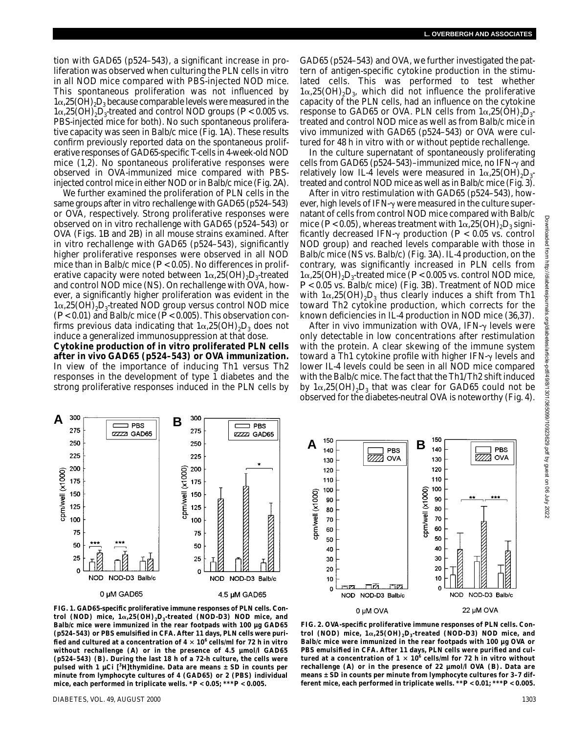tion with GAD65 (p524–543), a significant increase in proliferation was observed when culturing the PLN cells in vitro in all NOD mice compared with PBS-injected NOD mice. This spontaneous proliferation was not influenced by $1\alpha,25(OH)_2D_3$ because comparable levels were measured in the $1\alpha,25(OH)_2D_3$-treated and control NOD groups ($P < 0.005$ vs. PBS-injected mice for both). No such spontaneous proliferative capacity was seen in Balb/c mice (Fig. 1A). These results confirm previously reported data on the spontaneous proliferative responses of GAD65-specific T-cells in 4-week-old NOD mice (1,2). No spontaneous proliferative responses were observed in OVA-immunized mice compared with PBS-injected control mice in either NOD or in Balb/c mice (Fig. 2A).

We further examined the proliferation of PLN cells in the same groups after in vitro rechallenge with GAD65 (p524–543) or OVA, respectively. Strong proliferative responses were observed on in vitro rechallenge with GAD65 (p524–543) or OVA (Figs. 1B and 2B) in all mouse strains examined. After in vitro rechallenge with GAD65 (p524–543), significantly higher proliferative responses were observed in all NOD mice than in Balb/c mice ($P < 0.05$). No differences in proliferative capacity were noted between $1\alpha,25(OH)_2D_3$-treated and control NOD mice (NS). On rechallenge with OVA, however, a significantly higher proliferation was evident in the $1\alpha,25(OH)_2D_3$-treated NOD group versus control NOD mice ($P < 0.01$) and Balb/c mice ($P < 0.005$). This observation confirms previous data indicating that $1\alpha,25(OH)_2D_3$ does not induce a generalized immunosuppression at that dose.

**Cytokine production of in vitro proliferated PLN cells after in vivo GAD65 (p524–543) or OVA immunization.** In view of the importance of inducing Th1 versus Th2 responses in the development of type 1 diabetes and the strong proliferative responses induced in the PLN cells by GAD65 (p524–543) and OVA, we further investigated the pattern of antigen-specific cytokine production in the stimulated cells. This was performed to test whether $1\alpha,25(OH)_2D_3$, which did not influence the proliferative capacity of the PLN cells, had an influence on the cytokine response to GAD65 or OVA. PLN cells from $1\alpha,25(OH)_2D_3$-treated and control NOD mice as well as from Balb/c mice in vivo immunized with GAD65 (p524–543) or OVA were cultured for 48 h in vitro with or without peptide rechallenge.

In the culture supernatant of spontaneously proliferating cells from GAD65 (p524–543)–immunized mice, no IFN-$\gamma$ and relatively low IL-4 levels were measured in $1\alpha,25(OH)_2D_3$-treated and control NOD mice as well as in Balb/c mice (Fig. 3).

After in vitro restimulation with GAD65 (p524–543), however, high levels of IFN-$\gamma$ were measured in the culture supernatant of cells from control NOD mice compared with Balb/c mice ($P < 0.05$), whereas treatment with $1\alpha,25(OH)_2D_3$ significantly decreased IFN-$\gamma$ production ($P < 0.05$ vs. control NOD group) and reached levels comparable with those in Balb/c mice (NS vs. Balb/c) (Fig. 3A). IL-4 production, on the contrary, was significantly increased in PLN cells from $1\alpha,25(OH)_2D_3$-treated mice ($P < 0.005$ vs. control NOD mice, $P < 0.05$ vs. Balb/c mice) (Fig. 3B). Treatment of NOD mice with $1\alpha,25(OH)_2D_3$ thus clearly induces a shift from Th1 toward Th2 cytokine production, which corrects for the known deficiencies in IL-4 production in NOD mice (36,37).

After in vivo immunization with OVA, IFN-$\gamma$ levels were only detectable in low concentrations after restimulation with the protein. A clear skewing of the immune system toward a Th1 cytokine profile with higher IFN-$\gamma$ levels and lower IL-4 levels could be seen in all NOD mice compared with the Balb/c mice. The fact that the Th1/Th2 shift induced by $1\alpha,25(OH)_2D_3$ that was clear for GAD65 could not be observed for the diabetes-neutral OVA is noteworthy (Fig. 4).

**FIG. 1. GAD65-specific proliferative immune responses of PLN cells. Control (NOD) mice, $1\alpha,25(OH)_2D_3$-treated (NOD-D3) NOD mice, and Balb/c mice were immunized in the rear footpads with 100 µg GAD65 (p524–543) or PBS emulsified in CFA. After 11 days, PLN cells were purified and cultured at a concentration of $4 \times 10^6$ cells/ml for 72 h in vitro without rechallenge (A) or in the presence of 4.5 µmol/l GAD65 (p524–543) (B). During the last 18 h of a 72-h culture, the cells were pulsed with 1 µCi [$^3$H]thymidine. Data are means ± SD in counts per minute from lymphocyte cultures of 4 (GAD65) or 2 (PBS) individual mice, each performed in triplicate wells. *$P < 0.05$; ***$P < 0.005$.**

**FIG. 2. OVA-specific proliferative immune responses of PLN cells. Control (NOD) mice, $1\alpha,25(OH)_2D_3$-treated (NOD-D3) NOD mice, and Balb/c mice were immunized in the rear footpads with 100 µg OVA or PBS emulsified in CFA. After 11 days, PLN cells were purified and cultured at a concentration of $1 \times 10^6$ cells/ml for 72 h in vitro without rechallenge (A) or in the presence of 22 µmol/l OVA (B). Data are means ± SD in counts per minute from lymphocyte cultures for 3–7 different mice, each performed in triplicate wells. **$P < 0.01$; ***$P < 0.005$.**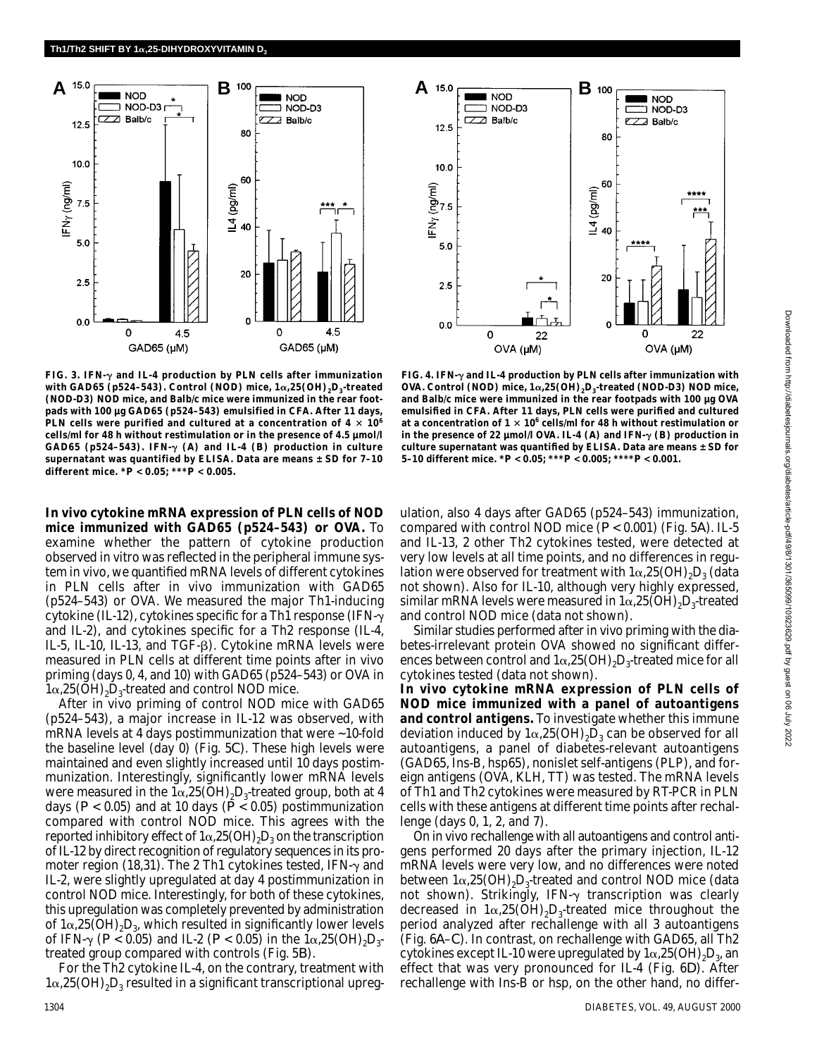**FIG. 3. IFN-γ and IL-4 production by PLN cells after immunization with GAD65 (p524–543). Control (NOD) mice, 1α,25(OH)$_2$D$_3$-treated (NOD-D3) NOD mice, and Balb/c mice were immunized in the rear footpads with 100 μg GAD65 (p524–543) emulsified in CFA. After 11 days, PLN cells were purified and cultured at a concentration of 4 × 10[6] cells/ml for 48 h without restimulation or in the presence of 4.5 μmol/l GAD65 (p524–543). IFN-γ (A) and IL-4 (B) production in culture supernatant was quantified by ELISA. Data are means ± SD for 7–10 different mice. *P < 0.05; ***P < 0.005.**

**FIG. 4. IFN-γ and IL-4 production by PLN cells after immunization with OVA. Control (NOD) mice, 1α,25(OH)$_2$D$_3$-treated (NOD-D3) NOD mice, and Balb/c mice were immunized in the rear footpads with 100 μg OVA emulsified in CFA. After 11 days, PLN cells were purified and cultured at a concentration of 1 × 10[6] cells/ml for 48 h without restimulation or in the presence of 22 μmol/l OVA. IL-4 (A) and IFN-γ (B) production in culture supernatant was quantified by ELISA. Data are means ± SD for 5–10 different mice. *P < 0.05; ***P < 0.005; ****P < 0.001.**

**In vivo cytokine mRNA expression of PLN cells of NOD mice immunized with GAD65 (p524–543) or OVA.** To examine whether the pattern of cytokine production observed in vitro was reflected in the peripheral immune system in vivo, we quantified mRNA levels of different cytokines in PLN cells after in vivo immunization with GAD65 (p524–543) or OVA. We measured the major Th1-inducing cytokine (IL-12), cytokines specific for a Th1 response (IFN-γ and IL-2), and cytokines specific for a Th2 response (IL-4, IL-5, IL-10, IL-13, and TGF-β). Cytokine mRNA levels were measured in PLN cells at different time points after in vivo priming (days 0, 4, and 10) with GAD65 (p524–543) or OVA in 1α,25(OH)$_2$D$_3$-treated and control NOD mice.

After in vivo priming of control NOD mice with GAD65 (p524–543), a major increase in IL-12 was observed, with mRNA levels at 4 days postimmunization that were ~10-fold the baseline level (day 0) (Fig. 5C). These high levels were maintained and even slightly increased until 10 days postimmunization. Interestingly, significantly lower mRNA levels were measured in the 1α,25(OH)$_2$D$_3$-treated group, both at 4 days ($P < 0.05$) and at 10 days ($P < 0.05$) postimmunization compared with control NOD mice. This agrees with the reported inhibitory effect of 1α,25(OH)$_2$D$_3$ on the transcription of IL-12 by direct recognition of regulatory sequences in its promoter region (18,31). The 2 Th1 cytokines tested, IFN-γ and IL-2, were slightly upregulated at day 4 postimmunization in control NOD mice. Interestingly, for both of these cytokines, this upregulation was completely prevented by administration of 1α,25(OH)$_2$D$_3$, which resulted in significantly lower levels of IFN-γ ($P < 0.05$) and IL-2 ($P < 0.05$) in the 1α,25(OH)$_2$D$_3$-treated group compared with controls (Fig. 5B).

For the Th2 cytokine IL-4, on the contrary, treatment with 1α,25(OH)$_2$D$_3$ resulted in a significant transcriptional upregulation, also 4 days after GAD65 (p524–543) immunization, compared with control NOD mice ($P < 0.001$) (Fig. 5A). IL-5 and IL-13, 2 other Th2 cytokines tested, were detected at very low levels at all time points, and no differences in regulation were observed for treatment with 1α,25(OH)$_2$D$_3$ (data not shown). Also for IL-10, although very highly expressed, similar mRNA levels were measured in 1α,25(OH)$_2$D$_3$-treated and control NOD mice (data not shown).

Similar studies performed after in vivo priming with the diabetes-irrelevant protein OVA showed no significant differences between control and 1α,25(OH)$_2$D$_3$-treated mice for all cytokines tested (data not shown).

**In vivo cytokine mRNA expression of PLN cells of NOD mice immunized with a panel of autoantigens and control antigens.** To investigate whether this immune deviation induced by 1α,25(OH)$_2$D$_3$ can be observed for all autoantigens, a panel of diabetes-relevant autoantigens (GAD65, Ins-B, hsp65), nonislet self-antigens (PLP), and foreign antigens (OVA, KLH, TT) was tested. The mRNA levels of Th1 and Th2 cytokines were measured by RT-PCR in PLN cells with these antigens at different time points after rechallenge (days 0, 1, 2, and 7).

On in vivo rechallenge with all autoantigens and control antigens performed 20 days after the primary injection, IL-12 mRNA levels were very low, and no differences were noted between 1α,25(OH)$_2$D$_3$-treated and control NOD mice (data not shown). Strikingly, IFN-γ transcription was clearly decreased in 1α,25(OH)$_2$D$_3$-treated mice throughout the period analyzed after rechallenge with all 3 autoantigens (Fig. 6A–C). In contrast, on rechallenge with GAD65, all Th2 cytokines except IL-10 were upregulated by 1α,25(OH)$_2$D$_3$, an effect that was very pronounced for IL-4 (Fig. 6D). After rechallenge with Ins-B or hsp, on the other hand, no differ-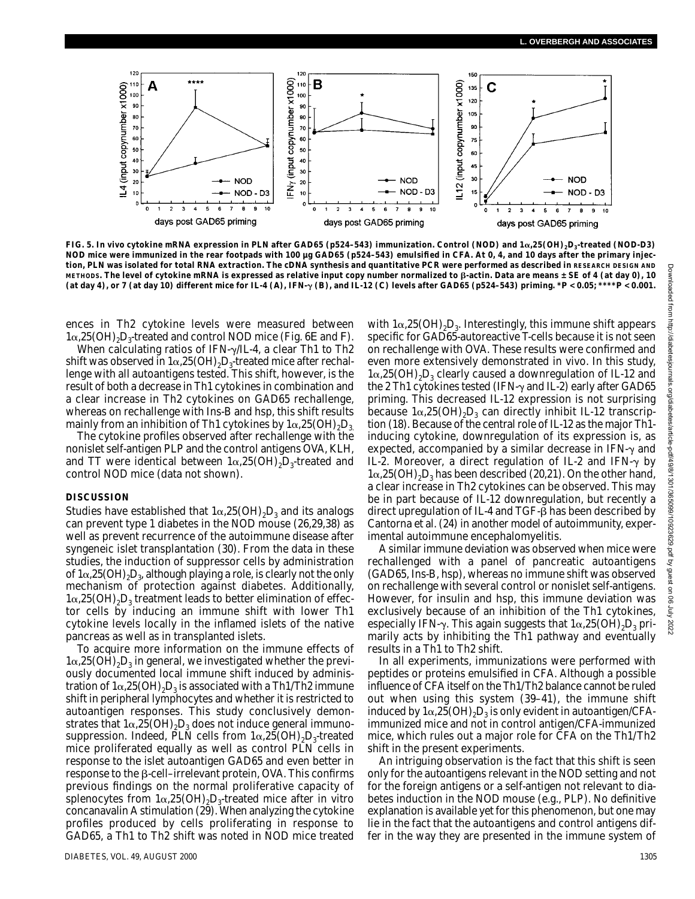FIG. 5. In vivo cytokine mRNA expression in PLN after GAD65 (p524–543) immunization. Control (NOD) and $1\alpha,25(OH)_2D_3$-treated (NOD-D3) NOD mice were immunized in the rear footpads with 100 µg GAD65 (p524–543) emulsified in CFA. At 0, 4, and 10 days after the primary injection, PLN was isolated for total RNA extraction. The cDNA synthesis and quantitative PCR were performed as described in RESEARCH DESIGN AND METHODS. The level of cytokine mRNA is expressed as relative input copy number normalized to β-actin. Data are means ± SE of 4 (at day 0), 10 (at day 4), or 7 (at day 10) different mice for IL-4 (A), IFN-γ (B), and IL-12 (C) levels after GAD65 (p524–543) priming. *$P < 0.05$; ****$P < 0.001$.

ences in Th2 cytokine levels were measured between $1\alpha,25(OH)_2D_3$-treated and control NOD mice (Fig. 6E and F).

When calculating ratios of IFN-γ/IL-4, a clear Th1 to Th2 shift was observed in $1\alpha,25(OH)_2D_3$-treated mice after rechallenge with all autoantigens tested. This shift, however, is the result of both a decrease in Th1 cytokines in combination and a clear increase in Th2 cytokines on GAD65 rechallenge, whereas on rechallenge with Ins-B and hsp, this shift results mainly from an inhibition of Th1 cytokines by $1\alpha,25(OH)_2D_3$.

The cytokine profiles observed after rechallenge with the nonislet self-antigen PLP and the control antigens OVA, KLH, and TT were identical between $1\alpha,25(OH)_2D_3$-treated and control NOD mice (data not shown).

## DISCUSSION

Studies have established that $1\alpha,25(OH)_2D_3$ and its analogs can prevent type 1 diabetes in the NOD mouse (26,29,38) as well as prevent recurrence of the autoimmune disease after syngeneic islet transplantation (30). From the data in these studies, the induction of suppressor cells by administration of $1\alpha,25(OH)_2D_3$, although playing a role, is clearly not the only mechanism of protection against diabetes. Additionally, $1\alpha,25(OH)_2D_3$ treatment leads to better elimination of effector cells by inducing an immune shift with lower Th1 cytokine levels locally in the inflamed islets of the native pancreas as well as in transplanted islets.

To acquire more information on the immune effects of $1\alpha,25(OH)_2D_3$ in general, we investigated whether the previously documented local immune shift induced by administration of $1\alpha,25(OH)_2D_3$ is associated with a Th1/Th2 immune shift in peripheral lymphocytes and whether it is restricted to autoantigen responses. This study conclusively demonstrates that $1\alpha,25(OH)_2D_3$ does not induce general immunosuppression. Indeed, PLN cells from $1\alpha,25(OH)_2D_3$-treated mice proliferated equally as well as control PLN cells in response to the islet autoantigen GAD65 and even better in response to the β-cell–irrelevant protein, OVA. This confirms previous findings on the normal proliferative capacity of splenocytes from $1\alpha,25(OH)_2D_3$-treated mice after in vitro concanavalin A stimulation (29). When analyzing the cytokine profiles produced by cells proliferating in response to GAD65, a Th1 to Th2 shift was noted in NOD mice treated with $1\alpha,25(OH)_2D_3$. Interestingly, this immune shift appears specific for GAD65-autoreactive T-cells because it is not seen on rechallenge with OVA. These results were confirmed and even more extensively demonstrated in vivo. In this study, $1\alpha,25(OH)_2D_3$ clearly caused a downregulation of IL-12 and the 2 Th1 cytokines tested (IFN-γ and IL-2) early after GAD65 priming. This decreased IL-12 expression is not surprising because $1\alpha,25(OH)_2D_3$ can directly inhibit IL-12 transcription (18). Because of the central role of IL-12 as the major Th1-inducing cytokine, downregulation of its expression is, as expected, accompanied by a similar decrease in IFN-γ and IL-2. Moreover, a direct regulation of IL-2 and IFN-γ by $1\alpha,25(OH)_2D_3$ has been described (20,21). On the other hand, a clear increase in Th2 cytokines can be observed. This may be in part because of IL-12 downregulation, but recently a direct upregulation of IL-4 and TGF-β has been described by Cantorna et al. (24) in another model of autoimmunity, experimental autoimmune encephalomyelitis.

A similar immune deviation was observed when mice were rechallenged with a panel of pancreatic autoantigens (GAD65, Ins-B, hsp), whereas no immune shift was observed on rechallenge with several control or nonislet self-antigens. However, for insulin and hsp, this immune deviation was exclusively because of an inhibition of the Th1 cytokines, especially IFN-γ. This again suggests that $1\alpha,25(OH)_2D_3$ primarily acts by inhibiting the Th1 pathway and eventually results in a Th1 to Th2 shift.

In all experiments, immunizations were performed with peptides or proteins emulsified in CFA. Although a possible influence of CFA itself on the Th1/Th2 balance cannot be ruled out when using this system (39–41), the immune shift induced by $1\alpha,25(OH)_2D_3$ is only evident in autoantigen/CFA-immunized mice and not in control antigen/CFA-immunized mice, which rules out a major role for CFA on the Th1/Th2 shift in the present experiments.

An intriguing observation is the fact that this shift is seen only for the autoantigens relevant in the NOD setting and not for the foreign antigens or a self-antigen not relevant to diabetes induction in the NOD mouse (e.g., PLP). No definitive explanation is available yet for this phenomenon, but one may lie in the fact that the autoantigens and control antigens differ in the way they are presented in the immune system of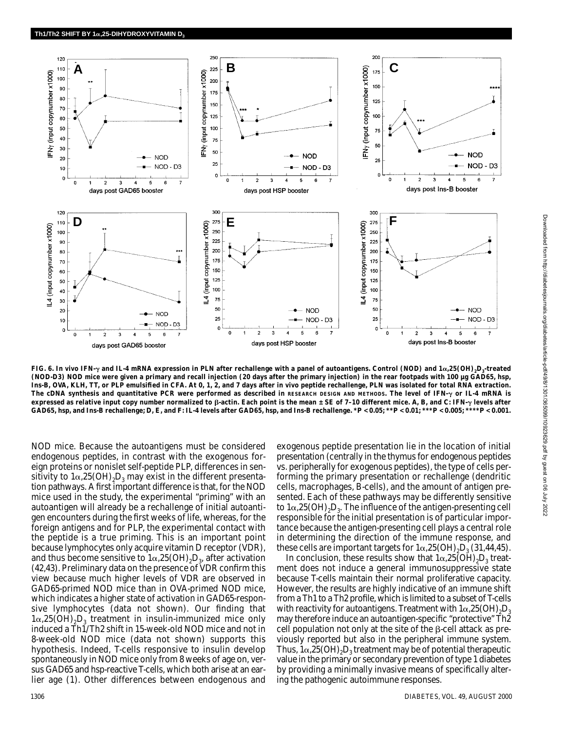FIG. 6. In vivo IFN-γ and IL-4 mRNA expression in PLN after rechallenge with a panel of autoantigens. Control (NOD) and 1α,25(OH)$_2$D$_3$-treated (NOD-D3) NOD mice were given a primary and recall injection (20 days after the primary injection) in the rear footpads with 100 μg GAD65, hsp, Ins-B, OVA, KLH, TT, or PLP emulsified in CFA. At 0, 1, 2, and 7 days after in vivo peptide rechallenge, PLN was isolated for total RNA extraction. The cDNA synthesis and quantitative PCR were performed as described in RESEARCH DESIGN AND METHODS. The level of IFN-γ or IL-4 mRNA is expressed as relative input copy number normalized to β-actin. Each point is the mean ± SE of 7–10 different mice. A, B, and C: IFN-γ levels after GAD65, hsp, and Ins-B rechallenge; D, E, and F: IL-4 levels after GAD65, hsp, and Ins-B rechallenge. *$P < 0.05$; **$P < 0.01$; ***$P < 0.005$; ****$P < 0.001$.

NOD mice. Because the autoantigens must be considered endogenous peptides, in contrast with the exogenous foreign proteins or nonislet self-peptide PLP, differences in sensitivity to 1α,25(OH)$_2$D$_3$ may exist in the different presentation pathways. A first important difference is that, for the NOD mice used in the study, the experimental "priming" with an autoantigen will already be a rechallenge of initial autoantigen encounters during the first weeks of life, whereas, for the foreign antigens and for PLP, the experimental contact with the peptide is a true priming. This is an important point because lymphocytes only acquire vitamin D receptor (VDR), and thus become sensitive to 1α,25(OH)$_2$D$_3$, after activation (42,43). Preliminary data on the presence of VDR confirm this view because much higher levels of VDR are observed in GAD65-primed NOD mice than in OVA-primed NOD mice, which indicates a higher state of activation in GAD65-responsive lymphocytes (data not shown). Our finding that 1α,25(OH)$_2$D$_3$ treatment in insulin-immunized mice only induced a Th1/Th2 shift in 15-week-old NOD mice and not in 8-week-old NOD mice (data not shown) supports this hypothesis. Indeed, T-cells responsive to insulin develop spontaneously in NOD mice only from 8 weeks of age on, versus GAD65 and hsp-reactive T-cells, which both arise at an earlier age (1). Other differences between endogenous and exogenous peptide presentation lie in the location of initial presentation (centrally in the thymus for endogenous peptides vs. peripherally for exogenous peptides), the type of cells performing the primary presentation or rechallenge (dendritic cells, macrophages, B-cells), and the amount of antigen presented. Each of these pathways may be differently sensitive to 1α,25(OH)$_2$D$_3$. The influence of the antigen-presenting cell responsible for the initial presentation is of particular importance because the antigen-presenting cell plays a central role in determining the direction of the immune response, and these cells are important targets for 1α,25(OH)$_2$D$_3$ (31,44,45).

In conclusion, these results show that 1α,25(OH)$_2$D$_3$ treatment does not induce a general immunosuppressive state because T-cells maintain their normal proliferative capacity. However, the results are highly indicative of an immune shift from a Th1 to a Th2 profile, which is limited to a subset of T-cells with reactivity for autoantigens. Treatment with 1α,25(OH)$_2$D$_3$ may therefore induce an autoantigen-specific "protective" Th2 cell population not only at the site of the β-cell attack as previously reported but also in the peripheral immune system. Thus, 1α,25(OH)$_2$D$_3$ treatment may be of potential therapeutic value in the primary or secondary prevention of type 1 diabetes by providing a minimally invasive means of specifically altering the pathogenic autoimmune responses.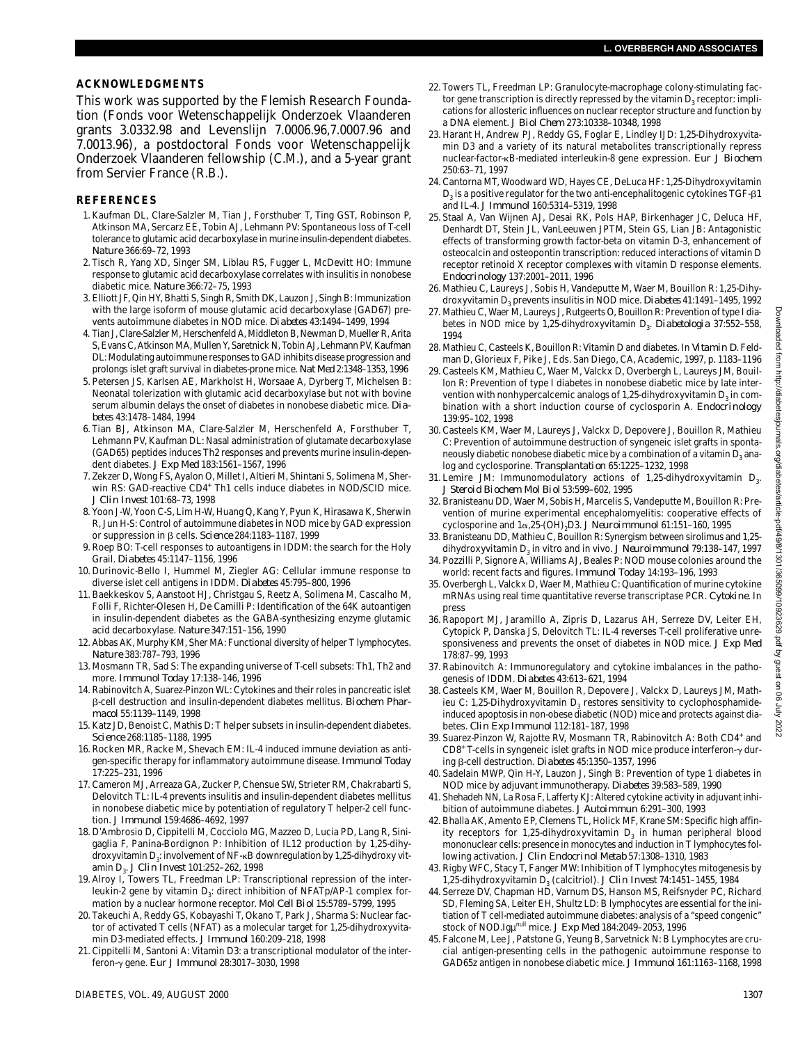## ACKNOWLEDGMENTS

This work was supported by the Flemish Research Foundation (Fonds voor Wetenschappelijk Onderzoek Vlaanderen grants 3.0332.98 and Levenslijn 7.0006.96,7.0007.96 and 7.0013.96), a postdoctoral Fonds voor Wetenschappelijk Onderzoek Vlaanderen fellowship (C.M.), and a 5-year grant from Servier France (R.B.).

## REFERENCES

1. Kaufman DL, Clare-Salzler M, Tian J, Forsthuber T, Ting GST, Robinson P, Atkinson MA, Sercarz EE, Tobin AJ, Lehmann PV: Spontaneous loss of T-cell tolerance to glutamic acid decarboxylase in murine insulin-dependent diabetes. *Nature* 366:69–72, 1993
2. Tisch R, Yang XD, Singer SM, Liblau RS, Fugger L, McDevitt HO: Immune response to glutamic acid decarboxylase correlates with insulitis in nonobese diabetic mice. *Nature* 366:72–75, 1993
3. Elliott JF, Qin HY, Bhatti S, Singh R, Smith DK, Lauzon J, Singh B: Immunization with the large isoform of mouse glutamic acid decarboxylase (GAD67) prevents autoimmune diabetes in NOD mice. *Diabetes* 43:1494–1499, 1994
4. Tian J, Clare-Salzler M, Herschenfeld A, Middleton B, Newman D, Mueller R, Arita S, Evans C, Atkinson MA, Mullen Y, Saretnick N, Tobin AJ, Lehmann PV, Kaufman DL: Modulating autoimmune responses to GAD inhibits disease progression and prolongs islet graft survival in diabetes-prone mice. *Nat Med* 2:1348–1353, 1996
5. Petersen JS, Karlsen AE, Markholst H, Worsaae A, Dyrberg T, Michelsen B: Neonatal tolerization with glutamic acid decarboxylase but not with bovine serum albumin delays the onset of diabetes in nonobese diabetic mice. *Diabetes* 43:1478–1484, 1994
6. Tian BJ, Atkinson MA, Clare-Salzler M, Herschenfeld A, Forsthuber T, Lehmann PV, Kaufman DL: Nasal administration of glutamate decarboxylase (GAD65) peptides induces Th2 responses and prevents murine insulin-dependent diabetes. *J Exp Med* 183:1561–1567, 1996
7. Zekzer D, Wong FS, Ayalon O, Millet I, Altieri M, Shintani S, Solimena M, Sherwin RS: GAD-reactive CD4[+] Th1 cells induce diabetes in NOD/SCID mice. *J Clin Invest* 101:68–73, 1998
8. Yoon J-W, Yoon C-S, Lim H-W, Huang Q, Kang Y, Pyun K, Hirasawa K, Sherwin R, Jun H-S: Control of autoimmune diabetes in NOD mice by GAD expression or suppression in β cells. *Science* 284:1183–1187, 1999
9. Roep BO: T-cell responses to autoantigens in IDDM: the search for the Holy Grail. *Diabetes* 45:1147–1156, 1996
10. Durinovic-Bello I, Hummel M, Ziegler AG: Cellular immune response to diverse islet cell antigens in IDDM. *Diabetes* 45:795–800, 1996
11. Baekkeskov S, Aanstoot HJ, Christgau S, Reetz A, Solimena M, Cascalho M, Folli F, Richter-Olesen H, De Camilli P: Identification of the 64K autoantigen in insulin-dependent diabetes as the GABA-synthesizing enzyme glutamic acid decarboxylase. *Nature* 347:151–156, 1990
12. Abbas AK, Murphy KM, Sher MA: Functional diversity of helper T lymphocytes. *Nature* 383:787–793, 1996
13. Mosmann TR, Sad S: The expanding universe of T-cell subsets: Th1, Th2 and more. *Immunol Today* 17:138–146, 1996
14. Rabinovitch A, Suarez-Pinzon WL: Cytokines and their roles in pancreatic islet β-cell destruction and insulin-dependent diabetes mellitus. *Biochem Pharmacol* 55:1139–1149, 1998
15. Katz JD, Benoist C, Mathis D: T helper subsets in insulin-dependent diabetes. *Science* 268:1185–1188, 1995
16. Rocken MR, Racke M, Shevach EM: IL-4 induced immune deviation as antigen-specific therapy for inflammatory autoimmune disease. *Immunol Today* 17:225–231, 1996
17. Cameron MJ, Arreaza GA, Zucker P, Chensue SW, Strieter RM, Chakrabarti S, Delovitch TL: IL-4 prevents insulitis and insulin-dependent diabetes mellitus in nonobese diabetic mice by potentiation of regulatory T helper-2 cell function. *J Immunol* 159:4686–4692, 1997
18. D'Ambrosio D, Cippitelli M, Cocciolo MG, Mazzeo D, Lucia PD, Lang R, Sinigaglia F, Panina-Bordignon P: Inhibition of IL12 production by 1,25-dihydroxyvitamin $D_3$: involvement of NF-κB downregulation by 1,25-dihydroxy vitamin $D_3$. *J Clin Invest* 101:252–262, 1998
19. Alroy I, Towers TL, Freedman LP: Transcriptional repression of the interleukin-2 gene by vitamin $D_3$: direct inhibition of NFATp/AP-1 complex formation by a nuclear hormone receptor. *Mol Cell Biol* 15:5789–5799, 1995
20. Takeuchi A, Reddy GS, Kobayashi T, Okano T, Park J, Sharma S: Nuclear factor of activated T cells (NFAT) as a molecular target for 1,25-dihydroxyvitamin D3-mediated effects. *J Immunol* 160:209–218, 1998
21. Cippitelli M, Santoni A: Vitamin D3: a transcriptional modulator of the interferon-γ gene. *Eur J Immunol* 28:3017–3030, 1998
22. Towers TL, Freedman LP: Granulocyte-macrophage colony-stimulating factor gene transcription is directly repressed by the vitamin $D_3$ receptor: implications for allosteric influences on nuclear receptor structure and function by a DNA element. *J Biol Chem* 273:10338–10348, 1998
23. Harant H, Andrew PJ, Reddy GS, Foglar E, Lindley IJD: 1,25-Dihydroxyvitamin D3 and a variety of its natural metabolites transcriptionally repress nuclear-factor-κB-mediated interleukin-8 gene expression. *Eur J Biochem* 250:63–71, 1997
24. Cantorna MT, Woodward WD, Hayes CE, DeLuca HF: 1,25-Dihydroxyvitamin $D_3$ is a positive regulator for the two anti-encephalitogenic cytokines TGF-β1 and IL-4. *J Immunol* 160:5314–5319, 1998
25. Staal A, Van Wijnen AJ, Desai RK, Pols HAP, Birkenhager JC, Deluca HF, Denhardt DT, Stein JL, VanLeeuwen JPTM, Stein GS, Lian JB: Antagonistic effects of transforming growth factor-beta on vitamin D-3, enhancement of osteocalcin and osteopontin transcription: reduced interactions of vitamin D receptor retinoid X receptor complexes with vitamin D response elements. *Endocrinology* 137:2001–2011, 1996
26. Mathieu C, Laureys J, Sobis H, Vandeputte M, Waer M, Bouillon R: 1,25-Dihydroxyvitamin $D_3$ prevents insulitis in NOD mice. *Diabetes* 41:1491–1495, 1992
27. Mathieu C, Waer M, Laureys J, Rutgeerts O, Bouillon R: Prevention of type I diabetes in NOD mice by 1,25-dihydroxyvitamin $D_3$. *Diabetologia* 37:552–558, 1994
28. Mathieu C, Casteels K, Bouillon R: Vitamin D and diabetes. In *Vitamin D*. Feldman D, Glorieux F, Pike J, Eds. San Diego, CA, Academic, 1997, p. 1183–1196
29. Casteels KM, Mathieu C, Waer M, Valckx D, Overbergh L, Laureys JM, Bouillon R: Prevention of type I diabetes in nonobese diabetic mice by late intervention with nonhypercalcemic analogs of 1,25-dihydroxyvitamin $D_3$ in combination with a short induction course of cyclosporin A. *Endocrinology* 139:95–102, 1998
30. Casteels KM, Waer M, Laureys J, Valckx D, Depovere J, Bouillon R, Mathieu C: Prevention of autoimmune destruction of syngeneic islet grafts in spontaneously diabetic nonobese diabetic mice by a combination of a vitamin $D_3$ analog and cyclosporine. *Transplantation* 65:1225–1232, 1998
31. Lemire JM: Immunomodulatory actions of 1,25-dihydroxyvitamin $D_3$. *J Steroid Biochem Mol Biol* 53:599–602, 1995
32. Branisteanu DD, Waer M, Sobis H, Marcelis S, Vandeputte M, Bouillon R: Prevention of murine experimental encephalomyelitis: cooperative effects of cyclosporine and 1α,25-$(OH)_2$D3. *J Neuroimmunol* 61:151–160, 1995
33. Branisteanu DD, Mathieu C, Bouillon R: Synergism between sirolimus and 1,25-dihydroxyvitamin $D_3$ in vitro and in vivo. *J Neuroimmunol* 79:138–147, 1997
34. Pozzilli P, Signore A, Williams AJ, Beales P: NOD mouse colonies around the world: recent facts and figures. *Immunol Today* 14:193–196, 1993
35. Overbergh L, Valckx D, Waer M, Mathieu C: Quantification of murine cytokine mRNAs using real time quantitative reverse transcriptase PCR. *Cytokine*. In press
36. Rapoport MJ, Jaramillo A, Zipris D, Lazarus AH, Serreze DV, Leiter EH, Cytopick P, Danska JS, Delovitch TL: IL-4 reverses T-cell proliferative unresponsiveness and prevents the onset of diabetes in NOD mice. *J Exp Med* 178:87–99, 1993
37. Rabinovitch A: Immunoregulatory and cytokine imbalances in the pathogenesis of IDDM. *Diabetes* 43:613–621, 1994
38. Casteels KM, Waer M, Bouillon R, Depovere J, Valckx D, Laureys JM, Mathieu C: 1,25-Dihydroxyvitamin $D_3$ restores sensitivity to cyclophosphamide-induced apoptosis in non-obese diabetic (NOD) mice and protects against diabetes. *Clin Exp Immunol* 112:181–187, 1998
39. Suarez-Pinzon W, Rajotte RV, Mosmann TR, Rabinovitch A: Both CD4[+] and CD8[+] T-cells in syngeneic islet grafts in NOD mice produce interferon-γ during β-cell destruction. *Diabetes* 45:1350–1357, 1996
40. Sadelain MWP, Qin H-Y, Lauzon J, Singh B: Prevention of type 1 diabetes in NOD mice by adjuvant immunotherapy. *Diabetes* 39:583–589, 1990
41. Shehadeh NN, La Rosa F, Lafferty KJ: Altered cytokine activity in adjuvant inhibition of autoimmune diabetes. *J Autoimmun* 6:291–300, 1993
42. Bhalla AK, Amento EP, Clemens TL, Holick MF, Krane SM: Specific high affinity receptors for 1,25-dihydroxyvitamin $D_3$ in human peripheral blood mononuclear cells: presence in monocytes and induction in T lymphocytes following activation. *J Clin Endocrinol Metab* 57:1308–1310, 1983
43. Rigby WFC, Stacy T, Fanger MW: Inhibition of T lymphocytes mitogenesis by 1,25-dihydroxyvitamin $D_3$ (calcitriol). *J Clin Invest* 74:1451–1455, 1984
44. Serreze DV, Chapman HD, Varnum DS, Hanson MS, Reifsnyder PC, Richard SD, Fleming SA, Leiter EH, Shultz LD: B lymphocytes are essential for the initiation of T cell-mediated autoimmune diabetes: analysis of a "speed congenic" stock of NOD.Igμ[null] mice. *J Exp Med* 184:2049–2053, 1996
45. Falcone M, Lee J, Patstone G, Yeung B, Sarvetnick N: B Lymphocytes are crucial antigen-presenting cells in the pathogenic autoimmune response to GAD65z antigen in nonobese diabetic mice. *J Immunol* 161:1163–1168, 1998